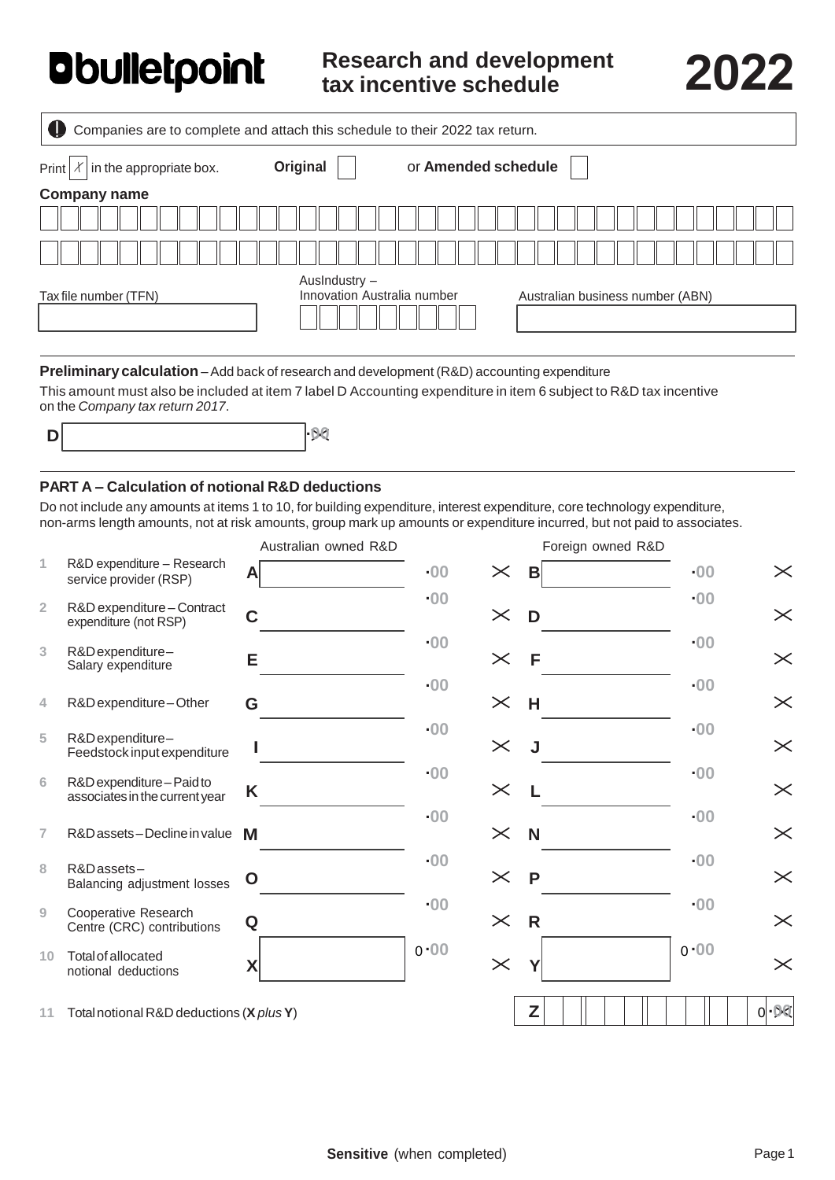**bulletpoint**

# Research and development tax incentive schedule 2022

Companies are to complete and attach this schedule to their 2022 tax return.

Print X in the appropriate box. **Original** [ ] or **Amended schedule** [ ]

**Company name**

Tax file number (TFN)

AusIndustry – Innovation Australia number

Australian business number (ABN)

---

**Preliminary calculation** – Add back of research and development (R&D) accounting expenditure

This amount must also be included at item 7 label D Accounting expenditure in item 6 subject to R&D tax incentive on the *Company tax return 2017*.

**D** .00

---

## PART A – Calculation of notional R&D deductions

Do not include any amounts at items 1 to 10, for building expenditure, interest expenditure, core technology expenditure, non-arms length amounts, not at risk amounts, group mark up amounts or expenditure incurred, but not paid to associates.

| | | Australian owned R&D | | Foreign owned R&D | |
|---|---|---|---|---|---|
| 1 | R&D expenditure – Research service provider (RSP) | A | .00 | B | .00 |
| 2 | R&D expenditure – Contract expenditure (not RSP) | C | .00 | D | .00 |
| 3 | R&D expenditure – Salary expenditure | E | .00 | F | .00 |
| 4 | R&D expenditure – Other | G | .00 | H | .00 |
| 5 | R&D expenditure – Feedstock input expenditure | I | .00 | J | .00 |
| 6 | R&D expenditure – Paid to associates in the current year | K | .00 | L | .00 |
| 7 | R&D assets – Decline in value | M | .00 | N | .00 |
| 8 | R&D assets – Balancing adjustment losses | O | .00 | P | .00 |
| 9 | Cooperative Research Centre (CRC) contributions | Q | .00 | R | .00 |
| 10 | Total of allocated notional deductions | X | 0.00 | Y | 0.00 |

11 Total notional R&D deductions (**X** *plus* **Y**) **Z** 0.00

**Sensitive** (when completed)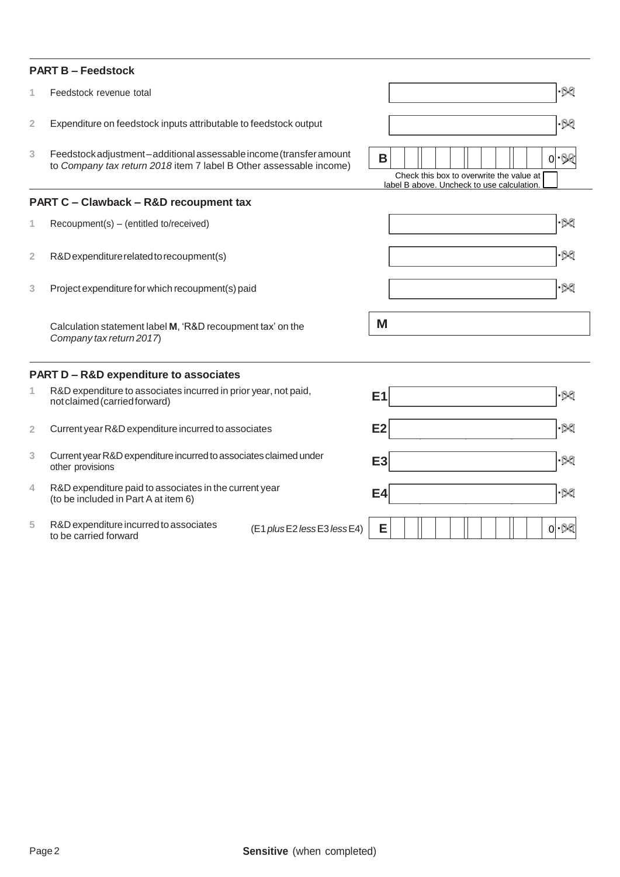## PART B – Feedstock

1 Feedstock revenue total .00

2 Expenditure on feedstock inputs attributable to feedstock output .00

3 Feedstock adjustment – additional assessable income (transfer amount to *Company tax return 2018* item 7 label B Other assessable income) **B** 0 .00

Check this box to overwrite the value at label B above. Uncheck to use calculation.

## PART C – Clawback – R&D recoupment tax

1 Recoupment(s) – (entitled to/received) .00

2 R&D expenditure related to recoupment(s) .00

3 Project expenditure for which recoupment(s) paid .00

Calculation statement label **M**, 'R&D recoupment tax' on the *Company tax return 2017*) **M**

## PART D – R&D expenditure to associates

1 R&D expenditure to associates incurred in prior year, not paid, not claimed (carried forward) **E1** .00

2 Current year R&D expenditure incurred to associates **E2** .00

3 Current year R&D expenditure incurred to associates claimed under other provisions **E3** .00

4 R&D expenditure paid to associates in the current year (to be included in Part A at item 6) **E4** .00

5 R&D expenditure incurred to associates to be carried forward (E1 *plus* E2 *less* E3 *less* E4) **E** 0 .00

**Sensitive** (when completed)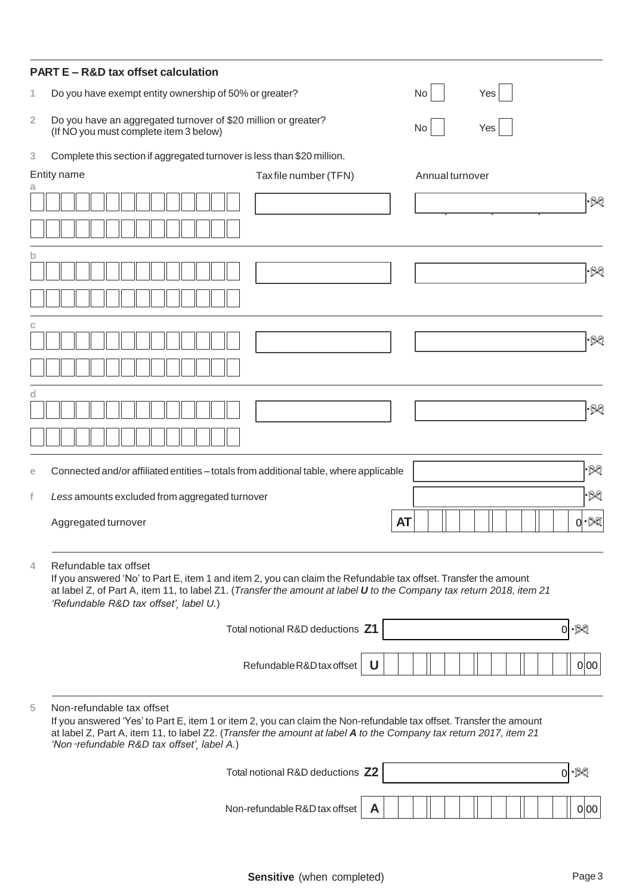## PART E – R&D tax offset calculation

1 Do you have exempt entity ownership of 50% or greater? No ☐ Yes ☐

2 Do you have an aggregated turnover of $20 million or greater? (If NO you must complete item 3 below) No ☐ Yes ☐

3 Complete this section if aggregated turnover is less than $20 million.

| | Entity name | Tax file number (TFN) | Annual turnover |
|---|---|---|---|
| a | | | .00 |
| b | | | .00 |
| c | | | .00 |
| d | | | .00 |

e Connected and/or affiliated entities – totals from additional table, where applicable .00

f *Less* amounts excluded from aggregated turnover .00

Aggregated turnover **AT** 0.00

4 Refundable tax offset

If you answered 'No' to Part E, item 1 and item 2, you can claim the Refundable tax offset. Transfer the amount at label Z, of Part A, item 11, to label Z1. (*Transfer the amount at label **U** to the Company tax return 2018, item 21 'Refundable R&D tax offset', label U.*)

Total notional R&D deductions **Z1** 0.00

Refundable R&D tax offset **U** 0 00

5 Non-refundable tax offset

If you answered 'Yes' to Part E, item 1 or item 2, you can claim the Non-refundable tax offset. Transfer the amount at label Z, Part A, item 11, to label Z2. (*Transfer the amount at label **A** to the Company tax return 2017, item 21 'Non-refundable R&D tax offset', label A.*)

Total notional R&D deductions **Z2** 0.00

Non-refundable R&D tax offset **A** 0 00

**Sensitive** (when completed)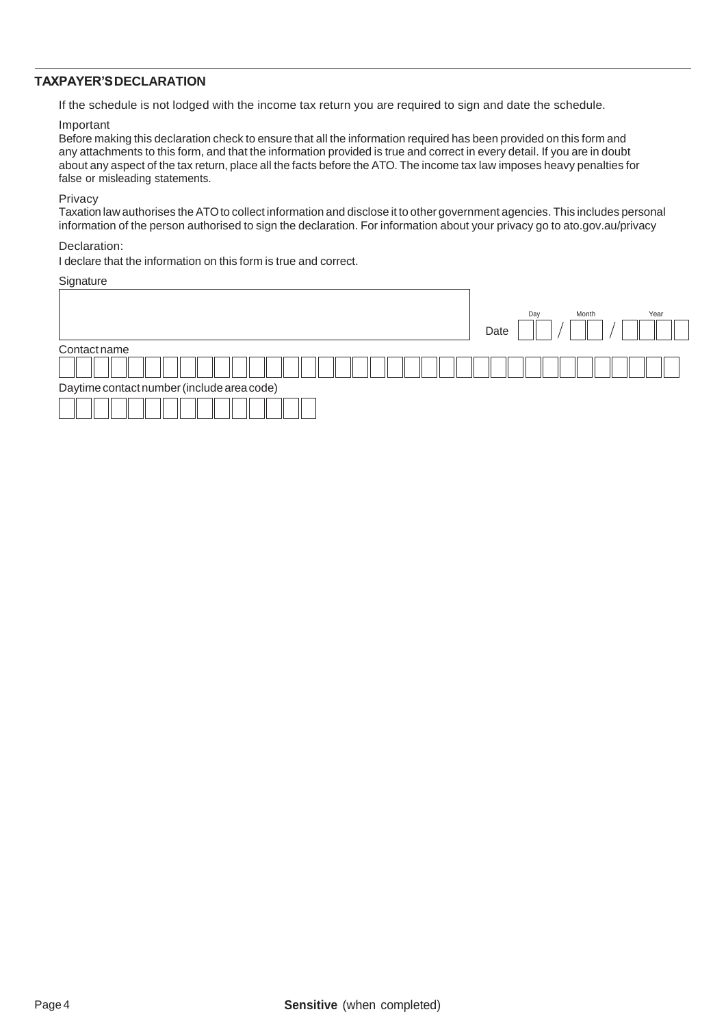## TAXPAYER'S DECLARATION

If the schedule is not lodged with the income tax return you are required to sign and date the schedule.

Important

Before making this declaration check to ensure that all the information required has been provided on this form and any attachments to this form, and that the information provided is true and correct in every detail. If you are in doubt about any aspect of the tax return, place all the facts before the ATO. The income tax law imposes heavy penalties for false or misleading statements.

Privacy

Taxation law authorises the ATO to collect information and disclose it to other government agencies. This includes personal information of the person authorised to sign the declaration. For information about your privacy go to ato.gov.au/privacy

Declaration:

I declare that the information on this form is true and correct.

Signature

Date Day / Month / Year

Contact name

Daytime contact number (include area code)

**Sensitive** (when completed)